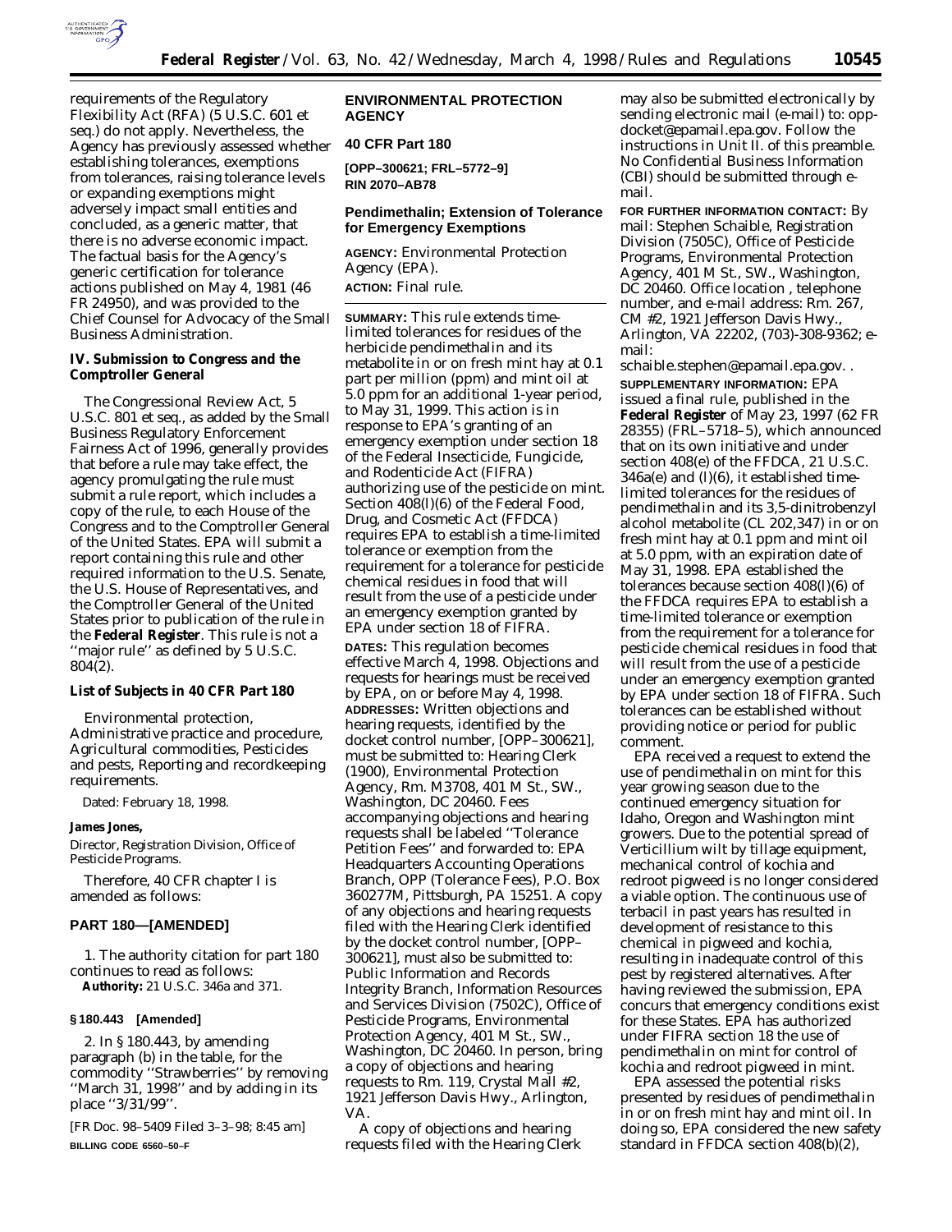requirements of the Regulatory Flexibility Act (RFA) (5 U.S.C. 601 et seq.) do not apply. Nevertheless, the Agency has previously assessed whether establishing tolerances, exemptions from tolerances, raising tolerance levels or expanding exemptions might adversely impact small entities and concluded, as a generic matter, that there is no adverse economic impact. The factual basis for the Agency's generic certification for tolerance actions published on May 4, 1981 (46 FR 24950), and was provided to the Chief Counsel for Advocacy of the Small Business Administration.

## IV. Submission to Congress and the Comptroller General

The Congressional Review Act, 5 U.S.C. 801 et seq., as added by the Small Business Regulatory Enforcement Fairness Act of 1996, generally provides that before a rule may take effect, the agency promulgating the rule must submit a rule report, which includes a copy of the rule, to each House of the Congress and to the Comptroller General of the United States. EPA will submit a report containing this rule and other required information to the U.S. Senate, the U.S. House of Representatives, and the Comptroller General of the United States prior to publication of the rule in the **Federal Register**. This rule is not a ''major rule'' as defined by 5 U.S.C. 804(2).

### List of Subjects in 40 CFR Part 180

Environmental protection, Administrative practice and procedure, Agricultural commodities, Pesticides and pests, Reporting and recordkeeping requirements.

Dated: February 18, 1998.

**James Jones,**

*Director, Registration Division, Office of Pesticide Programs.*

Therefore, 40 CFR chapter I is amended as follows:

## PART 180—[AMENDED]

1. The authority citation for part 180 continues to read as follows:

**Authority:** 21 U.S.C. 346a and 371.

**§ 180.443 [Amended]**

2. In § 180.443, by amending paragraph (b) in the table, for the commodity ''Strawberries'' by removing ''March 31, 1998'' and by adding in its place ''3/31/99''.

[FR Doc. 98–5409 Filed 3–3–98; 8:45 am]

**BILLING CODE 6560–50–F**

## ENVIRONMENTAL PROTECTION AGENCY

### 40 CFR Part 180

**[OPP–300621; FRL–5772–9]**

**RIN 2070–AB78**

## Pendimethalin; Extension of Tolerance for Emergency Exemptions

**AGENCY:** Environmental Protection Agency (EPA).

**ACTION:** Final rule.

---

**SUMMARY:** This rule extends time-limited tolerances for residues of the herbicide pendimethalin and its metabolite in or on fresh mint hay at 0.1 part per million (ppm) and mint oil at 5.0 ppm for an additional 1-year period, to May 31, 1999. This action is in response to EPA's granting of an emergency exemption under section 18 of the Federal Insecticide, Fungicide, and Rodenticide Act (FIFRA) authorizing use of the pesticide on mint. Section 408(l)(6) of the Federal Food, Drug, and Cosmetic Act (FFDCA) requires EPA to establish a time-limited tolerance or exemption from the requirement for a tolerance for pesticide chemical residues in food that will result from the use of a pesticide under an emergency exemption granted by EPA under section 18 of FIFRA.

**DATES:** This regulation becomes effective March 4, 1998. Objections and requests for hearings must be received by EPA, on or before May 4, 1998.

**ADDRESSES:** Written objections and hearing requests, identified by the docket control number, [OPP–300621], must be submitted to: Hearing Clerk (1900), Environmental Protection Agency, Rm. M3708, 401 M St., SW., Washington, DC 20460. Fees accompanying objections and hearing requests shall be labeled ''Tolerance Petition Fees'' and forwarded to: EPA Headquarters Accounting Operations Branch, OPP (Tolerance Fees), P.O. Box 360277M, Pittsburgh, PA 15251. A copy of any objections and hearing requests filed with the Hearing Clerk identified by the docket control number, [OPP–300621], must also be submitted to: Public Information and Records Integrity Branch, Information Resources and Services Division (7502C), Office of Pesticide Programs, Environmental Protection Agency, 401 M St., SW., Washington, DC 20460. In person, bring a copy of objections and hearing requests to Rm. 119, Crystal Mall #2, 1921 Jefferson Davis Hwy., Arlington, VA.

A copy of objections and hearing requests filed with the Hearing Clerk may also be submitted electronically by sending electronic mail (e-mail) to: opp-docket@epamail.epa.gov. Follow the instructions in Unit II. of this preamble. No Confidential Business Information (CBI) should be submitted through e-mail.

**FOR FURTHER INFORMATION CONTACT:** By mail: Stephen Schaible, Registration Division (7505C), Office of Pesticide Programs, Environmental Protection Agency, 401 M St., SW., Washington, DC 20460. Office location , telephone number, and e-mail address: Rm. 267, CM #2, 1921 Jefferson Davis Hwy., Arlington, VA 22202, (703)-308-9362; e-mail: schaible.stephen@epamail.epa.gov. .

**SUPPLEMENTARY INFORMATION:** EPA issued a final rule, published in the **Federal Register** of May 23, 1997 (62 FR 28355) (FRL–5718–5), which announced that on its own initiative and under section 408(e) of the FFDCA, 21 U.S.C. 346a(e) and (l)(6), it established time-limited tolerances for the residues of pendimethalin and its 3,5-dinitrobenzyl alcohol metabolite (CL 202,347) in or on fresh mint hay at 0.1 ppm and mint oil at 5.0 ppm, with an expiration date of May 31, 1998. EPA established the tolerances because section 408(l)(6) of the FFDCA requires EPA to establish a time-limited tolerance or exemption from the requirement for a tolerance for pesticide chemical residues in food that will result from the use of a pesticide under an emergency exemption granted by EPA under section 18 of FIFRA. Such tolerances can be established without providing notice or period for public comment.

EPA received a request to extend the use of pendimethalin on mint for this year growing season due to the continued emergency situation for Idaho, Oregon and Washington mint growers. Due to the potential spread of Verticillium wilt by tillage equipment, mechanical control of kochia and redroot pigweed is no longer considered a viable option. The continuous use of terbacil in past years has resulted in development of resistance to this chemical in pigweed and kochia, resulting in inadequate control of this pest by registered alternatives. After having reviewed the submission, EPA concurs that emergency conditions exist for these States. EPA has authorized under FIFRA section 18 the use of pendimethalin on mint for control of kochia and redroot pigweed in mint.

EPA assessed the potential risks presented by residues of pendimethalin in or on fresh mint hay and mint oil. In doing so, EPA considered the new safety standard in FFDCA section 408(b)(2),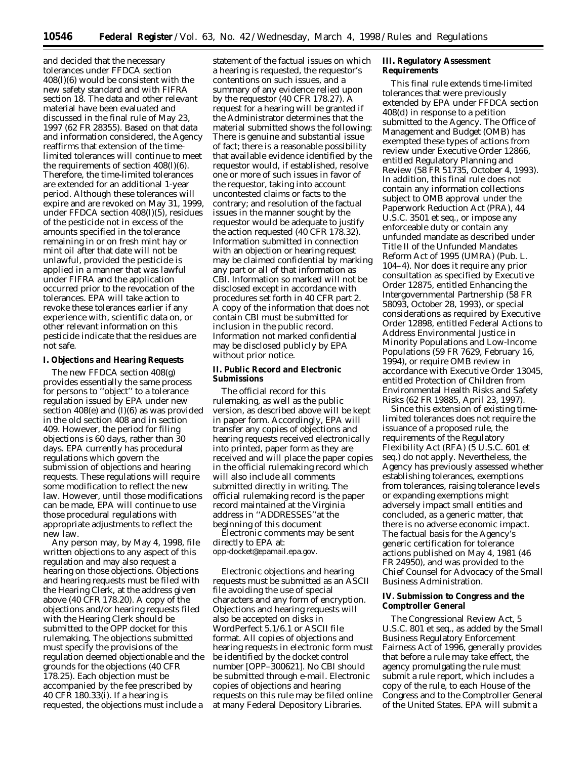and decided that the necessary tolerances under FFDCA section 408(l)(6) would be consistent with the new safety standard and with FIFRA section 18. The data and other relevant material have been evaluated and discussed in the final rule of May 23, 1997 (62 FR 28355). Based on that data and information considered, the Agency reaffirms that extension of the time-limited tolerances will continue to meet the requirements of section 408(l)(6). Therefore, the time-limited tolerances are extended for an additional 1-year period. Although these tolerances will expire and are revoked on May 31, 1999, under FFDCA section 408(l)(5), residues of the pesticide not in excess of the amounts specified in the tolerance remaining in or on fresh mint hay or mint oil after that date will not be unlawful, provided the pesticide is applied in a manner that was lawful under FIFRA and the application occurred prior to the revocation of the tolerances. EPA will take action to revoke these tolerances earlier if any experience with, scientific data on, or other relevant information on this pesticide indicate that the residues are not safe.

## I. Objections and Hearing Requests

The new FFDCA section 408(g) provides essentially the same process for persons to ''object'' to a tolerance regulation issued by EPA under new section 408(e) and (l)(6) as was provided in the old section 408 and in section 409. However, the period for filing objections is 60 days, rather than 30 days. EPA currently has procedural regulations which govern the submission of objections and hearing requests. These regulations will require some modification to reflect the new law. However, until those modifications can be made, EPA will continue to use those procedural regulations with appropriate adjustments to reflect the new law.

Any person may, by May 4, 1998, file written objections to any aspect of this regulation and may also request a hearing on those objections. Objections and hearing requests must be filed with the Hearing Clerk, at the address given above (40 CFR 178.20). A copy of the objections and/or hearing requests filed with the Hearing Clerk should be submitted to the OPP docket for this rulemaking. The objections submitted must specify the provisions of the regulation deemed objectionable and the grounds for the objections (40 CFR 178.25). Each objection must be accompanied by the fee prescribed by 40 CFR 180.33(i). If a hearing is requested, the objections must include a statement of the factual issues on which a hearing is requested, the requestor's contentions on such issues, and a summary of any evidence relied upon by the requestor (40 CFR 178.27). A request for a hearing will be granted if the Administrator determines that the material submitted shows the following: There is genuine and substantial issue of fact; there is a reasonable possibility that available evidence identified by the requestor would, if established, resolve one or more of such issues in favor of the requestor, taking into account uncontested claims or facts to the contrary; and resolution of the factual issues in the manner sought by the requestor would be adequate to justify the action requested (40 CFR 178.32). Information submitted in connection with an objection or hearing request may be claimed confidential by marking any part or all of that information as CBI. Information so marked will not be disclosed except in accordance with procedures set forth in 40 CFR part 2. A copy of the information that does not contain CBI must be submitted for inclusion in the public record. Information not marked confidential may be disclosed publicly by EPA without prior notice.

## II. Public Record and Electronic Submissions

The official record for this rulemaking, as well as the public version, as described above will be kept in paper form. Accordingly, EPA will transfer any copies of objections and hearing requests received electronically into printed, paper form as they are received and will place the paper copies in the official rulemaking record which will also include all comments submitted directly in writing. The official rulemaking record is the paper record maintained at the Virginia address in ''ADDRESSES''at the beginning of this document

Electronic comments may be sent directly to EPA at:
opp-docket@epamail.epa.gov.

Electronic objections and hearing requests must be submitted as an ASCII file avoiding the use of special characters and any form of encryption. Objections and hearing requests will also be accepted on disks in WordPerfect 5.1/6.1 or ASCII file format. All copies of objections and hearing requests in electronic form must be identified by the docket control number [OPP–300621]. No CBI should be submitted through e-mail. Electronic copies of objections and hearing requests on this rule may be filed online at many Federal Depository Libraries.

## III. Regulatory Assessment Requirements

This final rule extends time-limited tolerances that were previously extended by EPA under FFDCA section 408(d) in response to a petition submitted to the Agency. The Office of Management and Budget (OMB) has exempted these types of actions from review under Executive Order 12866, entitled Regulatory Planning and Review (58 FR 51735, October 4, 1993). In addition, this final rule does not contain any information collections subject to OMB approval under the Paperwork Reduction Act (PRA), 44 U.S.C. 3501 et seq., or impose any enforceable duty or contain any unfunded mandate as described under Title II of the Unfunded Mandates Reform Act of 1995 (UMRA) (Pub. L. 104–4). Nor does it require any prior consultation as specified by Executive Order 12875, entitled Enhancing the Intergovernmental Partnership (58 FR 58093, October 28, 1993), or special considerations as required by Executive Order 12898, entitled Federal Actions to Address Environmental Justice in Minority Populations and Low-Income Populations (59 FR 7629, February 16, 1994), or require OMB review in accordance with Executive Order 13045, entitled Protection of Children from Environmental Health Risks and Safety Risks (62 FR 19885, April 23, 1997).

Since this extension of existing time-limited tolerances does not require the issuance of a proposed rule, the requirements of the Regulatory Flexibility Act (RFA) (5 U.S.C. 601 et seq.) do not apply. Nevertheless, the Agency has previously assessed whether establishing tolerances, exemptions from tolerances, raising tolerance levels or expanding exemptions might adversely impact small entities and concluded, as a generic matter, that there is no adverse economic impact. The factual basis for the Agency's generic certification for tolerance actions published on May 4, 1981 (46 FR 24950), and was provided to the Chief Counsel for Advocacy of the Small Business Administration.

## IV. Submission to Congress and the Comptroller General

The Congressional Review Act, 5 U.S.C. 801 et seq., as added by the Small Business Regulatory Enforcement Fairness Act of 1996, generally provides that before a rule may take effect, the agency promulgating the rule must submit a rule report, which includes a copy of the rule, to each House of the Congress and to the Comptroller General of the United States. EPA will submit a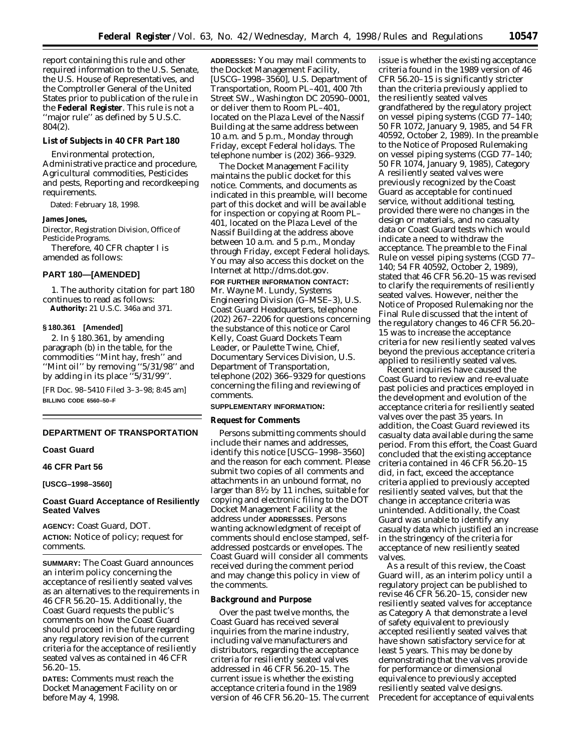report containing this rule and other required information to the U.S. Senate, the U.S. House of Representatives, and the Comptroller General of the United States prior to publication of the rule in the **Federal Register**. This rule is not a ''major rule'' as defined by 5 U.S.C. 804(2).

**List of Subjects in 40 CFR Part 180**

Environmental protection, Administrative practice and procedure, Agricultural commodities, Pesticides and pests, Reporting and recordkeeping requirements.

Dated: February 18, 1998.

**James Jones,**

*Director, Registration Division, Office of Pesticide Programs.*

Therefore, 40 CFR chapter I is amended as follows:

**PART 180—[AMENDED]**

1. The authority citation for part 180 continues to read as follows:

**Authority:** 21 U.S.C. 346a and 371.

**§ 180.361 [Amended]**

2. In § 180.361, by amending paragraph (b) in the table, for the commodities ''Mint hay, fresh'' and ''Mint oil'' by removing ''5/31/98'' and by adding in its place ''5/31/99''.

[FR Doc. 98–5410 Filed 3–3–98; 8:45 am]

**BILLING CODE 6560–50–F**

---

**DEPARTMENT OF TRANSPORTATION**

**Coast Guard**

**46 CFR Part 56**

**[USCG–1998–3560]**

**Coast Guard Acceptance of Resiliently Seated Valves**

**AGENCY:** Coast Guard, DOT.

**ACTION:** Notice of policy; request for comments.

**SUMMARY:** The Coast Guard announces an interim policy concerning the acceptance of resiliently seated valves as an alternatives to the requirements in 46 CFR 56.20–15. Additionally, the Coast Guard requests the public's comments on how the Coast Guard should proceed in the future regarding any regulatory revision of the current criteria for the acceptance of resiliently seated valves as contained in 46 CFR 56.20–15.

**DATES:** Comments must reach the Docket Management Facility on or before May 4, 1998.

**ADDRESSES:** You may mail comments to the Docket Management Facility, [USCG–1998–3560], U.S. Department of Transportation, Room PL–401, 400 7th Street SW., Washington DC 20590–0001, or deliver them to Room PL–401, located on the Plaza Level of the Nassif Building at the same address between 10 a.m. and 5 p.m., Monday through Friday, except Federal holidays. The telephone number is (202) 366–9329.

The Docket Management Facility maintains the public docket for this notice. Comments, and documents as indicated in this preamble, will become part of this docket and will be available for inspection or copying at Room PL–401, located on the Plaza Level of the Nassif Building at the address above between 10 a.m. and 5 p.m., Monday through Friday, except Federal holidays. You may also access this docket on the Internet at http://dms.dot.gov.

**FOR FURTHER INFORMATION CONTACT:** Mr. Wayne M. Lundy, Systems Engineering Division (G–MSE–3), U.S. Coast Guard Headquarters, telephone (202) 267–2206 for questions concerning the substance of this notice or Carol Kelly, Coast Guard Dockets Team Leader, or Paulette Twine, Chief, Documentary Services Division, U.S. Department of Transportation, telephone (202) 366–9329 for questions concerning the filing and reviewing of comments.

**SUPPLEMENTARY INFORMATION:**

**Request for Comments**

Persons submitting comments should include their names and addresses, identify this notice [USCG–1998–3560] and the reason for each comment. Please submit two copies of all comments and attachments in an unbound format, no larger than 8½ by 11 inches, suitable for copying and electronic filing to the DOT Docket Management Facility at the address under **ADDRESSES**. Persons wanting acknowledgment of receipt of comments should enclose stamped, self-addressed postcards or envelopes. The Coast Guard will consider all comments received during the comment period and may change this policy in view of the comments.

**Background and Purpose**

Over the past twelve months, the Coast Guard has received several inquiries from the marine industry, including valve manufacturers and distributors, regarding the acceptance criteria for resiliently seated valves addressed in 46 CFR 56.20–15. The current issue is whether the existing acceptance criteria found in the 1989 version of 46 CFR 56.20–15 is significantly stricter than the criteria previously applied to the resiliently seated valves grandfathered by the regulatory project on vessel piping systems (CGD 77–140; 50 FR 1072, January 9, 1985, and 54 FR 40592, October 2, 1989). In the preamble to the Notice of Proposed Rulemaking on vessel piping systems (CGD 77–140; 50 FR 1074, January 9, 1985), Category A resiliently seated valves were previously recognized by the Coast Guard as acceptable for continued service, without additional testing, provided there were no changes in the design or materials, and no casualty data or Coast Guard tests which would indicate a need to withdraw the acceptance. The preamble to the Final Rule on vessel piping systems (CGD 77–140; 54 FR 40592, October 2, 1989), stated that 46 CFR 56.20–15 was revised to clarify the requirements of resiliently seated valves. However, neither the Notice of Proposed Rulemaking nor the Final Rule discussed that the intent of the regulatory changes to 46 CFR 56.20–15 was to increase the acceptance criteria for new resiliently seated valves beyond the previous acceptance criteria applied to resiliently seated valves.

Recent inquiries have caused the Coast Guard to review and re-evaluate past policies and practices employed in the development and evolution of the acceptance criteria for resiliently seated valves over the past 35 years. In addition, the Coast Guard reviewed its casualty data available during the same period. From this effort, the Coast Guard concluded that the existing acceptance criteria contained in 46 CFR 56.20–15 did, in fact, exceed the acceptance criteria applied to previously accepted resiliently seated valves, but that the change in acceptance criteria was unintended. Additionally, the Coast Guard was unable to identify any casualty data which justified an increase in the stringency of the criteria for acceptance of new resiliently seated valves.

As a result of this review, the Coast Guard will, as an interim policy until a regulatory project can be published to revise 46 CFR 56.20–15, consider new resiliently seated valves for acceptance as Category A that demonstrate a level of safety equivalent to previously accepted resiliently seated valves that have shown satisfactory service for at least 5 years. This may be done by demonstrating that the valves provide for performance or dimensional equivalence to previously accepted resiliently seated valve designs. Precedent for acceptance of equivalents